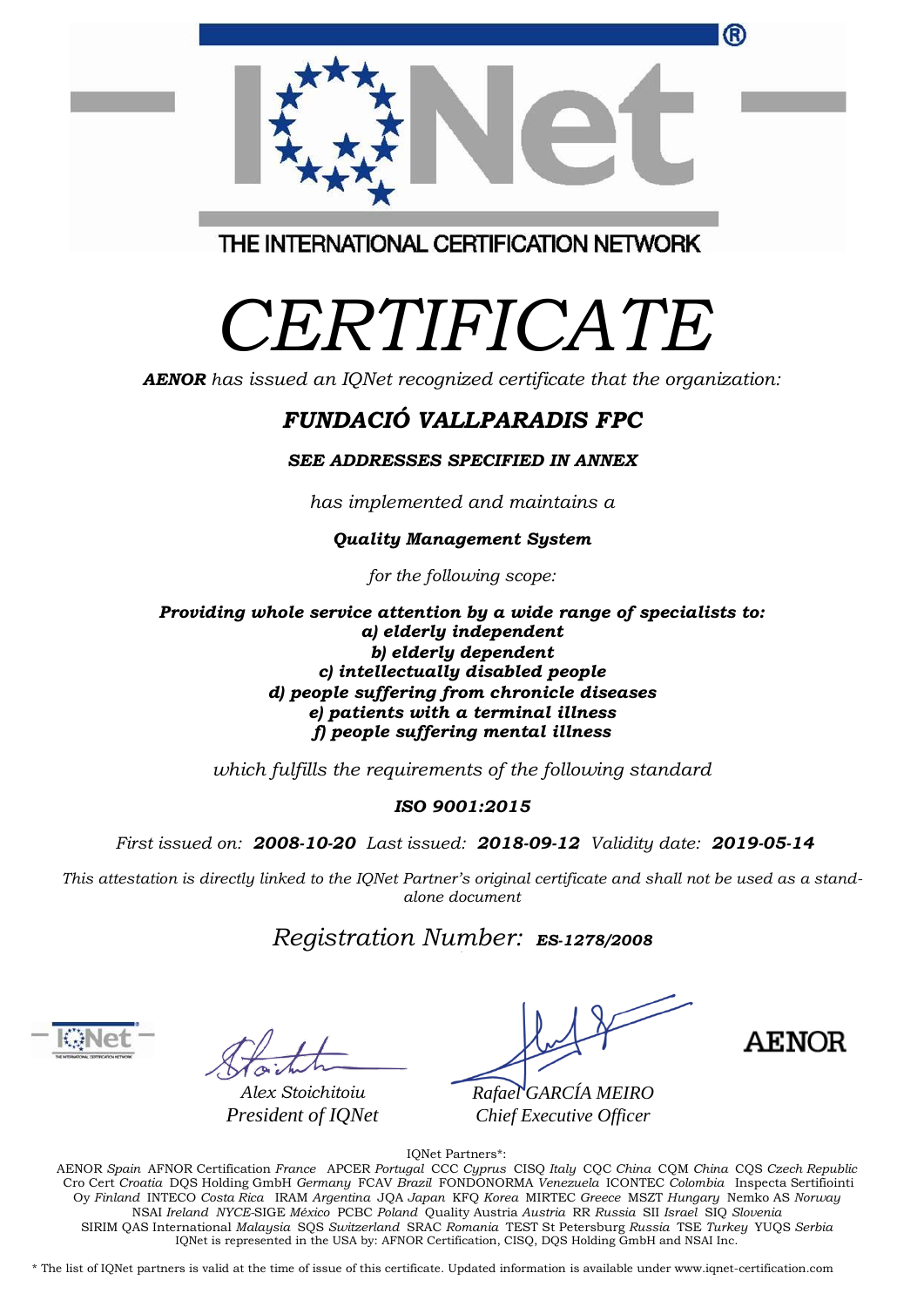THE INTERNATIONAL CERTIFICATION NETWORK

# *CERTIFICATE*

***AENOR*** *has issued an IQNet recognized certificate that the organization:*

## ***FUNDACIÓ VALLPARADIS FPC***

***SEE ADDRESSES SPECIFIED IN ANNEX***

*has implemented and maintains a*

***Quality Management System***

*for the following scope:*

***Providing whole service attention by a wide range of specialists to:***
***a) elderly independent***
***b) elderly dependent***
***c) intellectually disabled people***
***d) people suffering from chronicle diseases***
***e) patients with a terminal illness***
***f) people suffering mental illness***

*which fulfills the requirements of the following standard*

***ISO 9001:2015***

*First issued on:* ***2008-10-20*** *Last issued:* ***2018-09-12*** *Validity date:* ***2019-05-14***

*This attestation is directly linked to the IQNet Partner's original certificate and shall not be used as a stand-alone document*

*Registration Number:* ***ES-1278/2008***

*Alex Stoichitoiu*
*President of IQNet*

*Rafael GARCÍA MEIRO*
*Chief Executive Officer*

AENOR

IQNet Partners*:

AENOR *Spain* AFNOR Certification *France* APCER *Portugal* CCC *Cyprus* CISQ *Italy* CQC *China* CQM *China* CQS *Czech Republic* Cro Cert *Croatia* DQS Holding GmbH *Germany* FCAV *Brazil* FONDONORMA *Venezuela* ICONTEC *Colombia* Inspecta Sertifiointi Oy *Finland* INTECO *Costa Rica* IRAM *Argentina* JQA *Japan* KFQ *Korea* MIRTEC *Greece* MSZT *Hungary* Nemko AS *Norway* NSAI *Ireland* *NYCE*-SIGE *México* PCBC *Poland* Quality Austria *Austria* RR *Russia* SII *Israel* SIQ *Slovenia* SIRIM QAS International *Malaysia* SQS *Switzerland* SRAC *Romania* TEST St Petersburg *Russia* TSE *Turkey* YUQS *Serbia*
IQNet is represented in the USA by: AFNOR Certification, CISQ, DQS Holding GmbH and NSAI Inc.

\* The list of IQNet partners is valid at the time of issue of this certificate. Updated information is available under www.iqnet-certification.com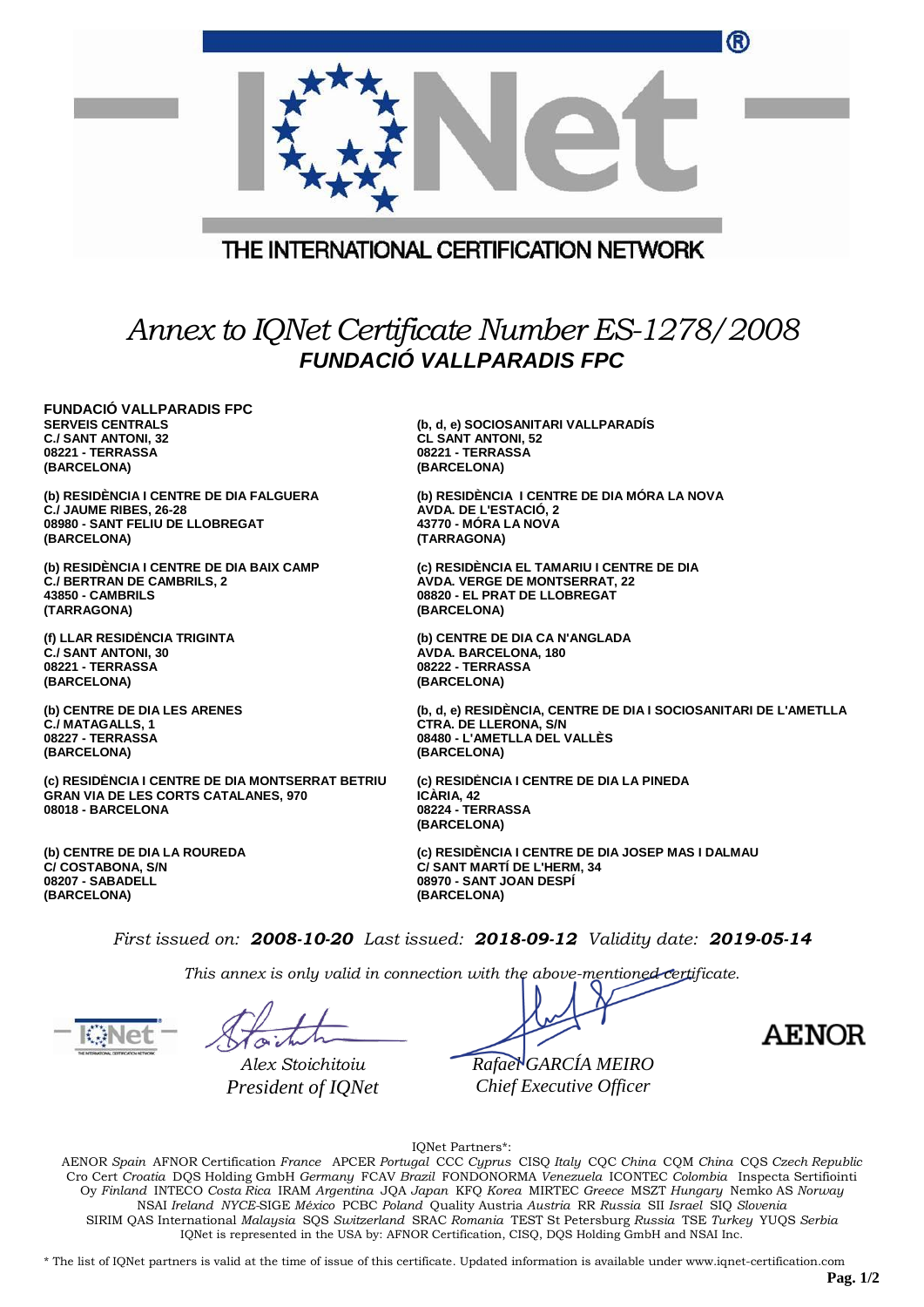THE INTERNATIONAL CERTIFICATION NETWORK

# *Annex to IQNet Certificate Number ES-1278/2008*

## *FUNDACIÓ VALLPARADIS FPC*

**FUNDACIÓ VALLPARADIS FPC**
**SERVEIS CENTRALS**
**C./ SANT ANTONI, 32**
**08221 - TERRASSA**
**(BARCELONA)**

**(b) RESIDÈNCIA I CENTRE DE DIA FALGUERA**
**C./ JAUME RIBES, 26-28**
**08980 - SANT FELIU DE LLOBREGAT**
**(BARCELONA)**

**(b) RESIDÈNCIA I CENTRE DE DIA BAIX CAMP**
**C./ BERTRAN DE CAMBRILS, 2**
**43850 - CAMBRILS**
**(TARRAGONA)**

**(f) LLAR RESIDÈNCIA TRIGINTA**
**C./ SANT ANTONI, 30**
**08221 - TERRASSA**
**(BARCELONA)**

**(b) CENTRE DE DIA LES ARENES**
**C./ MATAGALLS, 1**
**08227 - TERRASSA**
**(BARCELONA)**

**(c) RESIDÈNCIA I CENTRE DE DIA MONTSERRAT BETRIU**
**GRAN VIA DE LES CORTS CATALANES, 970**
**08018 - BARCELONA**

**(b) CENTRE DE DIA LA ROUREDA**
**C/ COSTABONA, S/N**
**08207 - SABADELL**
**(BARCELONA)**

**(b, d, e) SOCIOSANITARI VALLPARADÍS**
**CL SANT ANTONI, 52**
**08221 - TERRASSA**
**(BARCELONA)**

**(b) RESIDÈNCIA I CENTRE DE DIA MÓRA LA NOVA**
**AVDA. DE L'ESTACIÓ, 2**
**43770 - MÓRA LA NOVA**
**(TARRAGONA)**

**(c) RESIDÈNCIA EL TAMARIU I CENTRE DE DIA**
**AVDA. VERGE DE MONTSERRAT, 22**
**08820 - EL PRAT DE LLOBREGAT**
**(BARCELONA)**

**(b) CENTRE DE DIA CA N'ANGLADA**
**AVDA. BARCELONA, 180**
**08222 - TERRASSA**
**(BARCELONA)**

**(b, d, e) RESIDÈNCIA, CENTRE DE DIA I SOCIOSANITARI DE L'AMETLLA**
**CTRA. DE LLERONA, S/N**
**08480 - L'AMETLLA DEL VALLÈS**
**(BARCELONA)**

**(c) RESIDÈNCIA I CENTRE DE DIA LA PINEDA**
**ICÀRIA, 42**
**08224 - TERRASSA**
**(BARCELONA)**

**(c) RESIDÈNCIA I CENTRE DE DIA JOSEP MAS I DALMAU**
**C/ SANT MARTÍ DE L'HERM, 34**
**08970 - SANT JOAN DESPÍ**
**(BARCELONA)**

*First issued on:* ***2008-10-20*** *Last issued:* ***2018-09-12*** *Validity date:* ***2019-05-14***

*This annex is only valid in connection with the above-mentioned certificate.*

*Alex Stoichitoiu*
*President of IQNet*

*Rafael GARCÍA MEIRO*
*Chief Executive Officer*

AENOR

IQNet Partners*:

AENOR *Spain* AFNOR Certification *France* APCER *Portugal* CCC *Cyprus* CISQ *Italy* CQC *China* CQM *China* CQS *Czech Republic* Cro Cert *Croatia* DQS Holding GmbH *Germany* FCAV *Brazil* FONDONORMA *Venezuela* ICONTEC *Colombia* Inspecta Sertifiointi Oy *Finland* INTECO *Costa Rica* IRAM *Argentina* JQA *Japan* KFQ *Korea* MIRTEC *Greece* MSZT *Hungary* Nemko AS *Norway* NSAI *Ireland* *NYCE*-SIGE *México* PCBC *Poland* Quality Austria *Austria* RR *Russia* SII *Israel* SIQ *Slovenia* SIRIM QAS International *Malaysia* SQS *Switzerland* SRAC *Romania* TEST St Petersburg *Russia* TSE *Turkey* YUQS *Serbia*
IQNet is represented in the USA by: AFNOR Certification, CISQ, DQS Holding GmbH and NSAI Inc.

* The list of IQNet partners is valid at the time of issue of this certificate. Updated information is available under www.iqnet-certification.com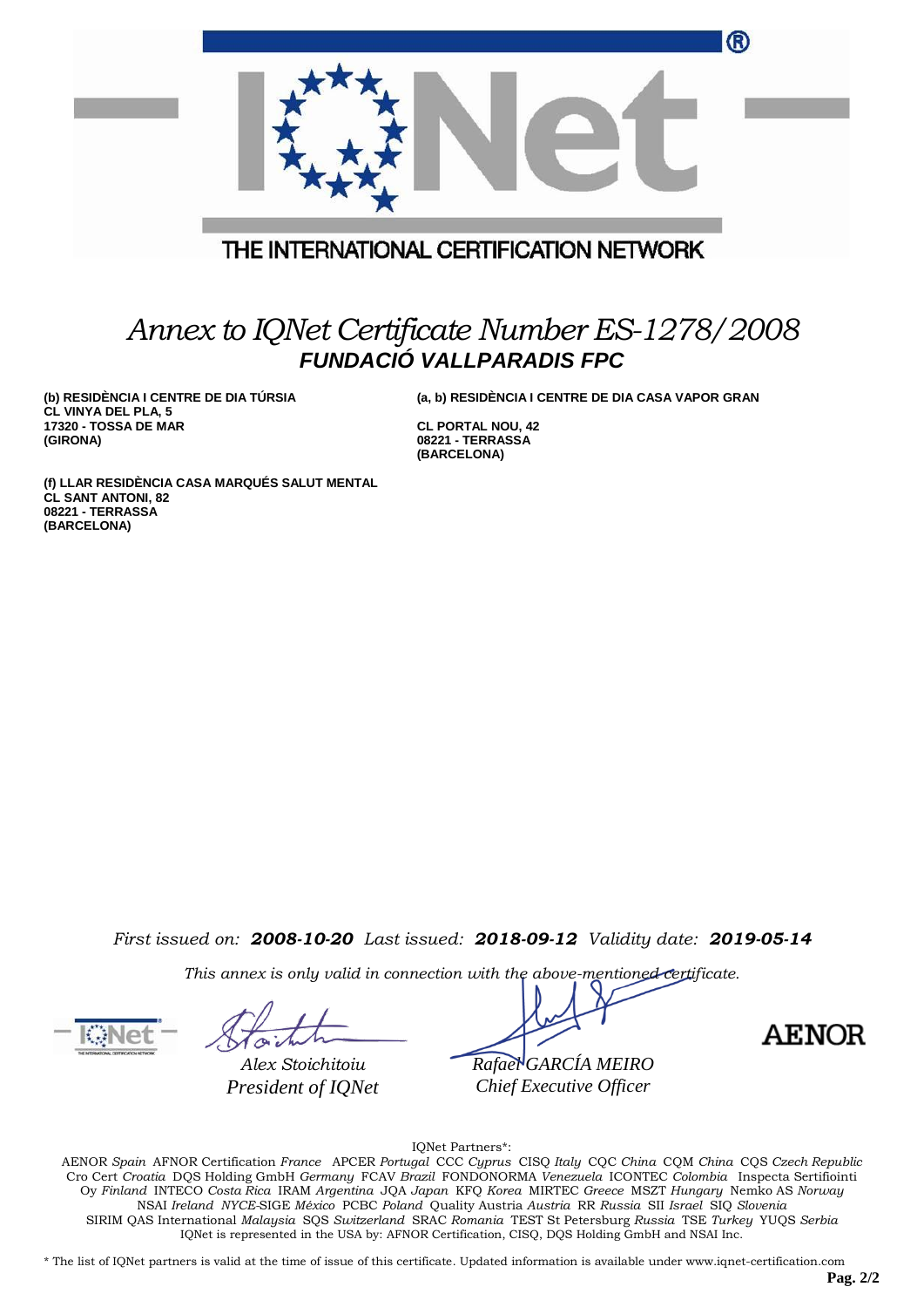THE INTERNATIONAL CERTIFICATION NETWORK

# *Annex to IQNet Certificate Number ES-1278/2008*

## ***FUNDACIÓ VALLPARADIS FPC***

**(b) RESIDÈNCIA I CENTRE DE DIA TÚRSIA**
**CL VINYA DEL PLA, 5**
**17320 - TOSSA DE MAR**
**(GIRONA)**

**(a, b) RESIDÈNCIA I CENTRE DE DIA CASA VAPOR GRAN**

**CL PORTAL NOU, 42**
**08221 - TERRASSA**
**(BARCELONA)**

**(f) LLAR RESIDÈNCIA CASA MARQUÉS SALUT MENTAL**
**CL SANT ANTONI, 82**
**08221 - TERRASSA**
**(BARCELONA)**

*First issued on:* ***2008-10-20*** *Last issued:* ***2018-09-12*** *Validity date:* ***2019-05-14***

*This annex is only valid in connection with the above-mentioned certificate.*

*Alex Stoichitoiu*
*President of IQNet*

*Rafael GARCÍA MEIRO*
*Chief Executive Officer*

AENOR

IQNet Partners*:

AENOR *Spain* AFNOR Certification *France* APCER *Portugal* CCC *Cyprus* CISQ *Italy* CQC *China* CQM *China* CQS *Czech Republic* Cro Cert *Croatia* DQS Holding GmbH *Germany* FCAV *Brazil* FONDONORMA *Venezuela* ICONTEC *Colombia* Inspecta Sertifiointi Oy *Finland* INTECO *Costa Rica* IRAM *Argentina* JQA *Japan* KFQ *Korea* MIRTEC *Greece* MSZT *Hungary* Nemko AS *Norway* NSAI *Ireland* *NYCE*-SIGE *México* PCBC *Poland* Quality Austria *Austria* RR *Russia* SII *Israel* SIQ *Slovenia* SIRIM QAS International *Malaysia* SQS *Switzerland* SRAC *Romania* TEST St Petersburg *Russia* TSE *Turkey* YUQS *Serbia*
IQNet is represented in the USA by: AFNOR Certification, CISQ, DQS Holding GmbH and NSAI Inc.

* The list of IQNet partners is valid at the time of issue of this certificate. Updated information is available under www.iqnet-certification.com